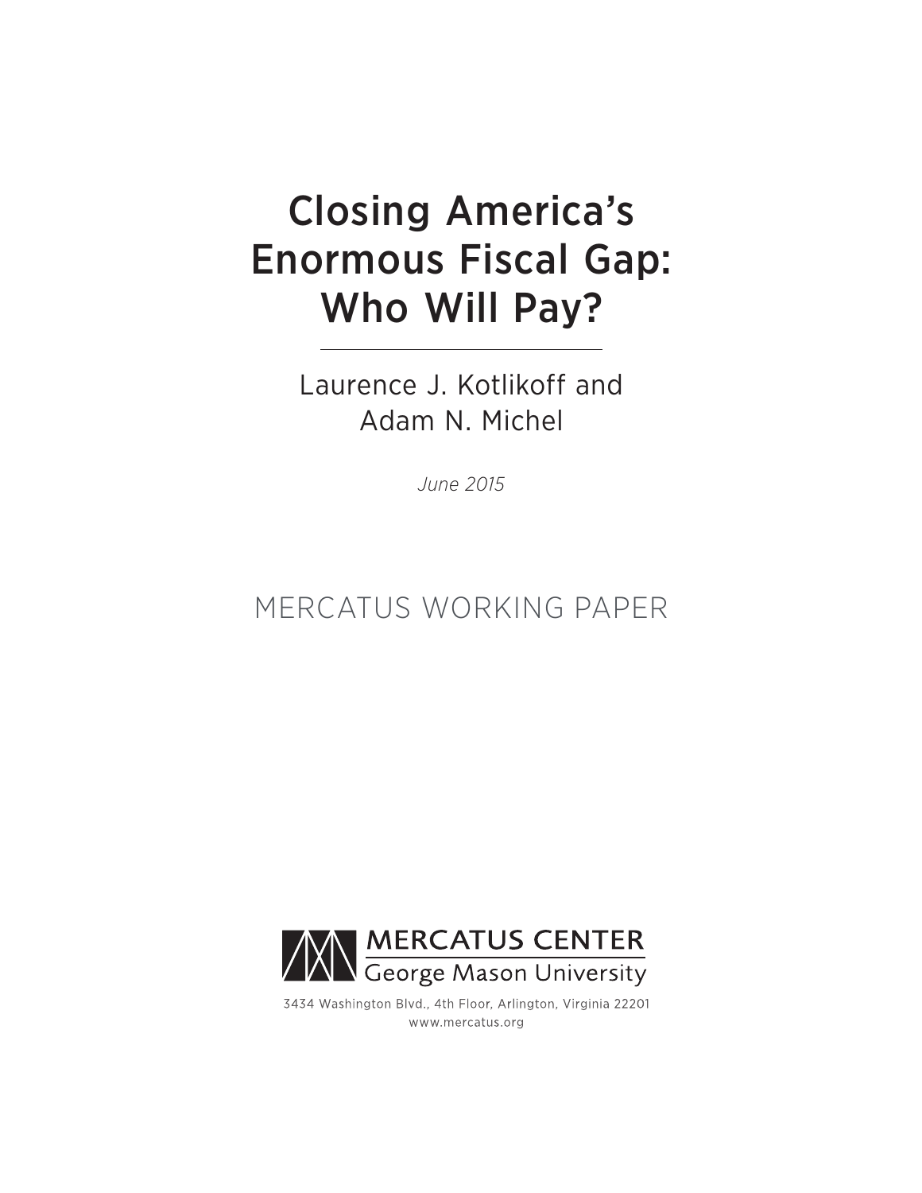# Closing America's Enormous Fiscal Gap: Who Will Pay?

Laurence J. Kotlikoff and Adam N. Michel

*June 2015*

MERCATUS WORKING PAPER

MERCATUS CENTER
George Mason University

3434 Washington Blvd., 4th Floor, Arlington, Virginia 22201
www.mercatus.org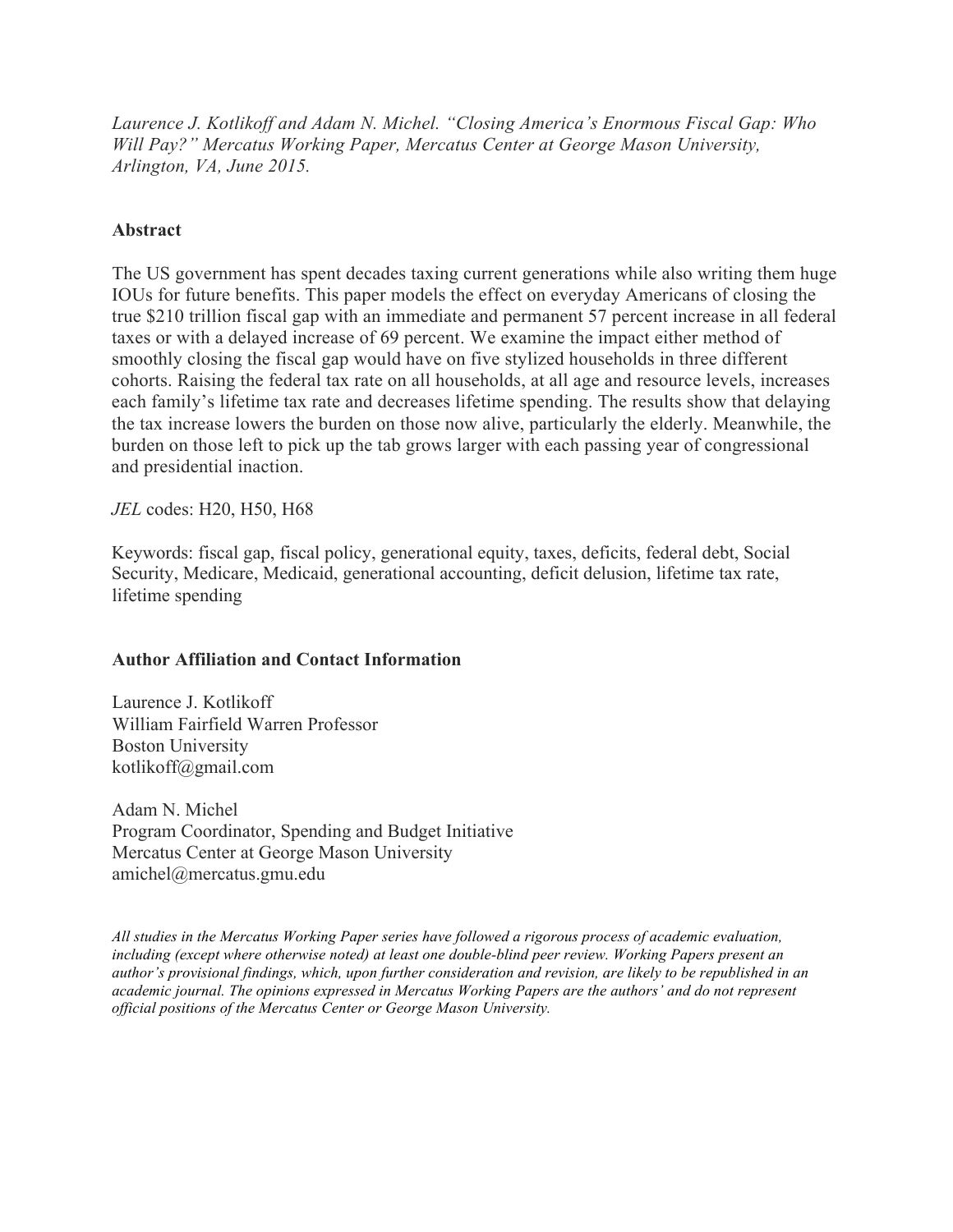*Laurence J. Kotlikoff and Adam N. Michel. "Closing America's Enormous Fiscal Gap: Who Will Pay?" Mercatus Working Paper, Mercatus Center at George Mason University, Arlington, VA, June 2015.*

**Abstract**

The US government has spent decades taxing current generations while also writing them huge IOUs for future benefits. This paper models the effect on everyday Americans of closing the true $210 trillion fiscal gap with an immediate and permanent 57 percent increase in all federal taxes or with a delayed increase of 69 percent. We examine the impact either method of smoothly closing the fiscal gap would have on five stylized households in three different cohorts. Raising the federal tax rate on all households, at all age and resource levels, increases each family's lifetime tax rate and decreases lifetime spending. The results show that delaying the tax increase lowers the burden on those now alive, particularly the elderly. Meanwhile, the burden on those left to pick up the tab grows larger with each passing year of congressional and presidential inaction.

*JEL* codes: H20, H50, H68

Keywords: fiscal gap, fiscal policy, generational equity, taxes, deficits, federal debt, Social Security, Medicare, Medicaid, generational accounting, deficit delusion, lifetime tax rate, lifetime spending

**Author Affiliation and Contact Information**

Laurence J. Kotlikoff
William Fairfield Warren Professor
Boston University
kotlikoff@gmail.com

Adam N. Michel
Program Coordinator, Spending and Budget Initiative
Mercatus Center at George Mason University
amichel@mercatus.gmu.edu

*All studies in the Mercatus Working Paper series have followed a rigorous process of academic evaluation, including (except where otherwise noted) at least one double-blind peer review. Working Papers present an author's provisional findings, which, upon further consideration and revision, are likely to be republished in an academic journal. The opinions expressed in Mercatus Working Papers are the authors' and do not represent official positions of the Mercatus Center or George Mason University.*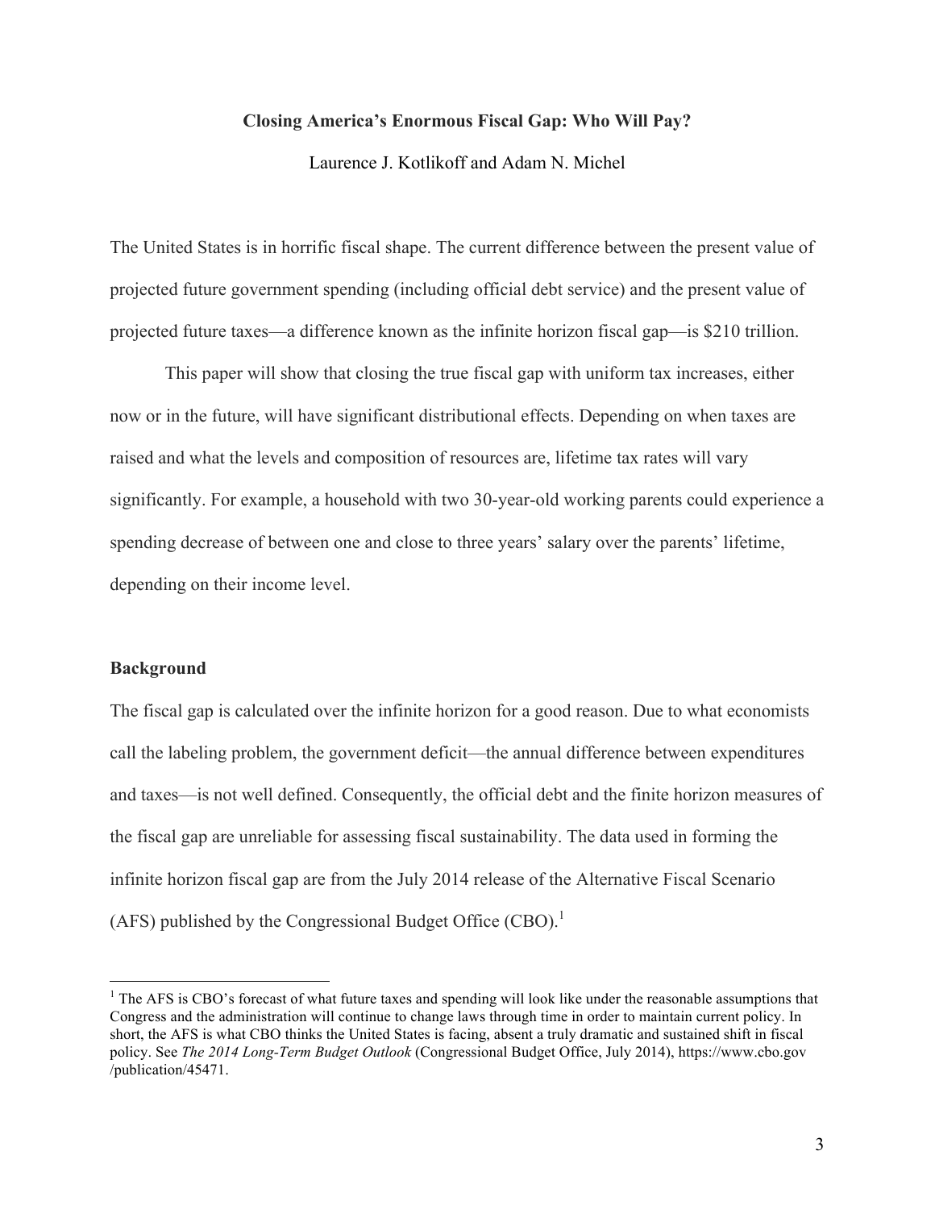# Closing America's Enormous Fiscal Gap: Who Will Pay?

Laurence J. Kotlikoff and Adam N. Michel

The United States is in horrific fiscal shape. The current difference between the present value of projected future government spending (including official debt service) and the present value of projected future taxes—a difference known as the infinite horizon fiscal gap—is $210 trillion.

This paper will show that closing the true fiscal gap with uniform tax increases, either now or in the future, will have significant distributional effects. Depending on when taxes are raised and what the levels and composition of resources are, lifetime tax rates will vary significantly. For example, a household with two 30-year-old working parents could experience a spending decrease of between one and close to three years' salary over the parents' lifetime, depending on their income level.

## Background

The fiscal gap is calculated over the infinite horizon for a good reason. Due to what economists call the labeling problem, the government deficit—the annual difference between expenditures and taxes—is not well defined. Consequently, the official debt and the finite horizon measures of the fiscal gap are unreliable for assessing fiscal sustainability. The data used in forming the infinite horizon fiscal gap are from the July 2014 release of the Alternative Fiscal Scenario (AFS) published by the Congressional Budget Office (CBO).[1]

[1] The AFS is CBO's forecast of what future taxes and spending will look like under the reasonable assumptions that Congress and the administration will continue to change laws through time in order to maintain current policy. In short, the AFS is what CBO thinks the United States is facing, absent a truly dramatic and sustained shift in fiscal policy. See *The 2014 Long-Term Budget Outlook* (Congressional Budget Office, July 2014), https://www.cbo.gov/publication/45471.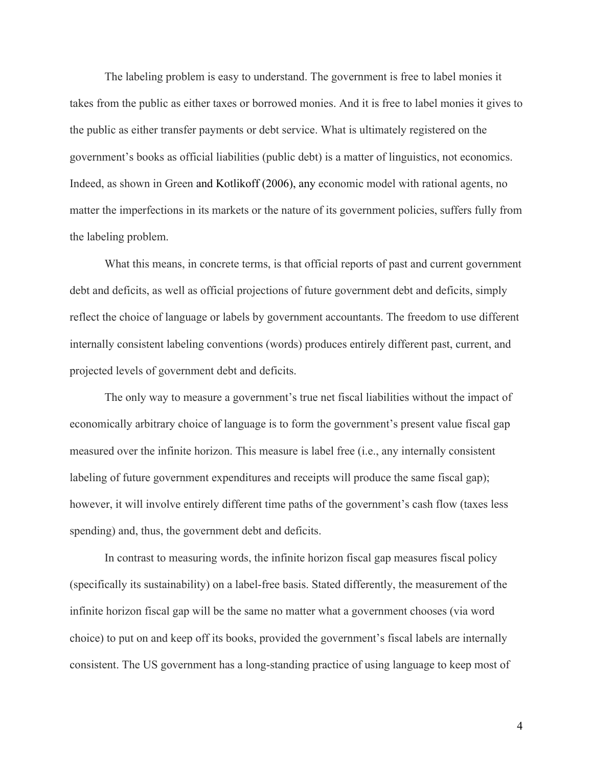The labeling problem is easy to understand. The government is free to label monies it takes from the public as either taxes or borrowed monies. And it is free to label monies it gives to the public as either transfer payments or debt service. What is ultimately registered on the government's books as official liabilities (public debt) is a matter of linguistics, not economics. Indeed, as shown in Green and Kotlikoff (2006), any economic model with rational agents, no matter the imperfections in its markets or the nature of its government policies, suffers fully from the labeling problem.

What this means, in concrete terms, is that official reports of past and current government debt and deficits, as well as official projections of future government debt and deficits, simply reflect the choice of language or labels by government accountants. The freedom to use different internally consistent labeling conventions (words) produces entirely different past, current, and projected levels of government debt and deficits.

The only way to measure a government's true net fiscal liabilities without the impact of economically arbitrary choice of language is to form the government's present value fiscal gap measured over the infinite horizon. This measure is label free (i.e., any internally consistent labeling of future government expenditures and receipts will produce the same fiscal gap); however, it will involve entirely different time paths of the government's cash flow (taxes less spending) and, thus, the government debt and deficits.

In contrast to measuring words, the infinite horizon fiscal gap measures fiscal policy (specifically its sustainability) on a label-free basis. Stated differently, the measurement of the infinite horizon fiscal gap will be the same no matter what a government chooses (via word choice) to put on and keep off its books, provided the government's fiscal labels are internally consistent. The US government has a long-standing practice of using language to keep most of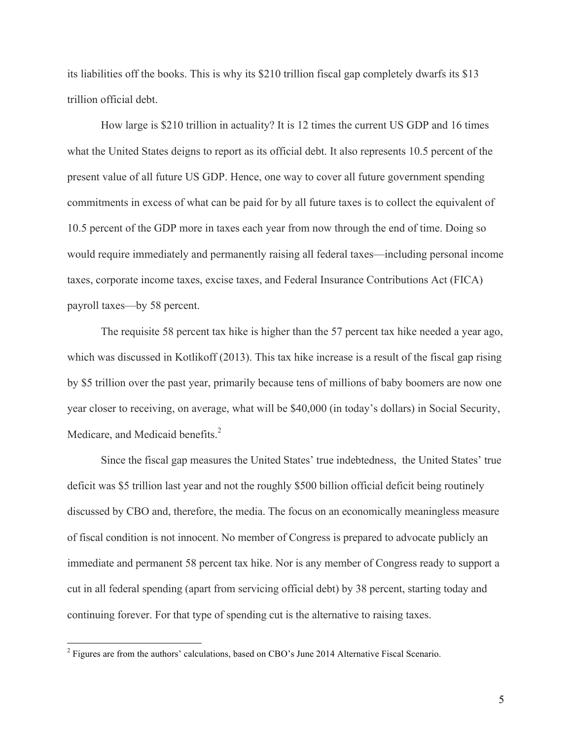its liabilities off the books. This is why its $210 trillion fiscal gap completely dwarfs its $13 trillion official debt.

How large is $210 trillion in actuality? It is 12 times the current US GDP and 16 times what the United States deigns to report as its official debt. It also represents 10.5 percent of the present value of all future US GDP. Hence, one way to cover all future government spending commitments in excess of what can be paid for by all future taxes is to collect the equivalent of 10.5 percent of the GDP more in taxes each year from now through the end of time. Doing so would require immediately and permanently raising all federal taxes—including personal income taxes, corporate income taxes, excise taxes, and Federal Insurance Contributions Act (FICA) payroll taxes—by 58 percent.

The requisite 58 percent tax hike is higher than the 57 percent tax hike needed a year ago, which was discussed in Kotlikoff (2013). This tax hike increase is a result of the fiscal gap rising by $5 trillion over the past year, primarily because tens of millions of baby boomers are now one year closer to receiving, on average, what will be $40,000 (in today's dollars) in Social Security, Medicare, and Medicaid benefits.[2]

Since the fiscal gap measures the United States' true indebtedness, the United States' true deficit was $5 trillion last year and not the roughly $500 billion official deficit being routinely discussed by CBO and, therefore, the media. The focus on an economically meaningless measure of fiscal condition is not innocent. No member of Congress is prepared to advocate publicly an immediate and permanent 58 percent tax hike. Nor is any member of Congress ready to support a cut in all federal spending (apart from servicing official debt) by 38 percent, starting today and continuing forever. For that type of spending cut is the alternative to raising taxes.

[2] Figures are from the authors' calculations, based on CBO's June 2014 Alternative Fiscal Scenario.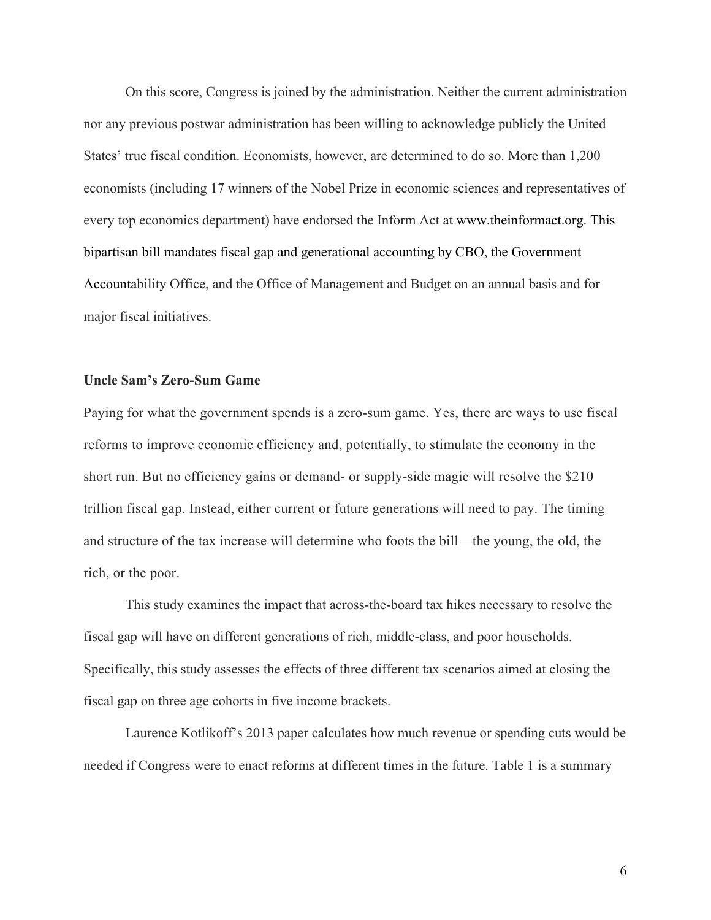On this score, Congress is joined by the administration. Neither the current administration nor any previous postwar administration has been willing to acknowledge publicly the United States' true fiscal condition. Economists, however, are determined to do so. More than 1,200 economists (including 17 winners of the Nobel Prize in economic sciences and representatives of every top economics department) have endorsed the Inform Act at www.theinformact.org. This bipartisan bill mandates fiscal gap and generational accounting by CBO, the Government Accountability Office, and the Office of Management and Budget on an annual basis and for major fiscal initiatives.

**Uncle Sam's Zero-Sum Game**

Paying for what the government spends is a zero-sum game. Yes, there are ways to use fiscal reforms to improve economic efficiency and, potentially, to stimulate the economy in the short run. But no efficiency gains or demand- or supply-side magic will resolve the $210 trillion fiscal gap. Instead, either current or future generations will need to pay. The timing and structure of the tax increase will determine who foots the bill—the young, the old, the rich, or the poor.

This study examines the impact that across-the-board tax hikes necessary to resolve the fiscal gap will have on different generations of rich, middle-class, and poor households. Specifically, this study assesses the effects of three different tax scenarios aimed at closing the fiscal gap on three age cohorts in five income brackets.

Laurence Kotlikoff's 2013 paper calculates how much revenue or spending cuts would be needed if Congress were to enact reforms at different times in the future. Table 1 is a summary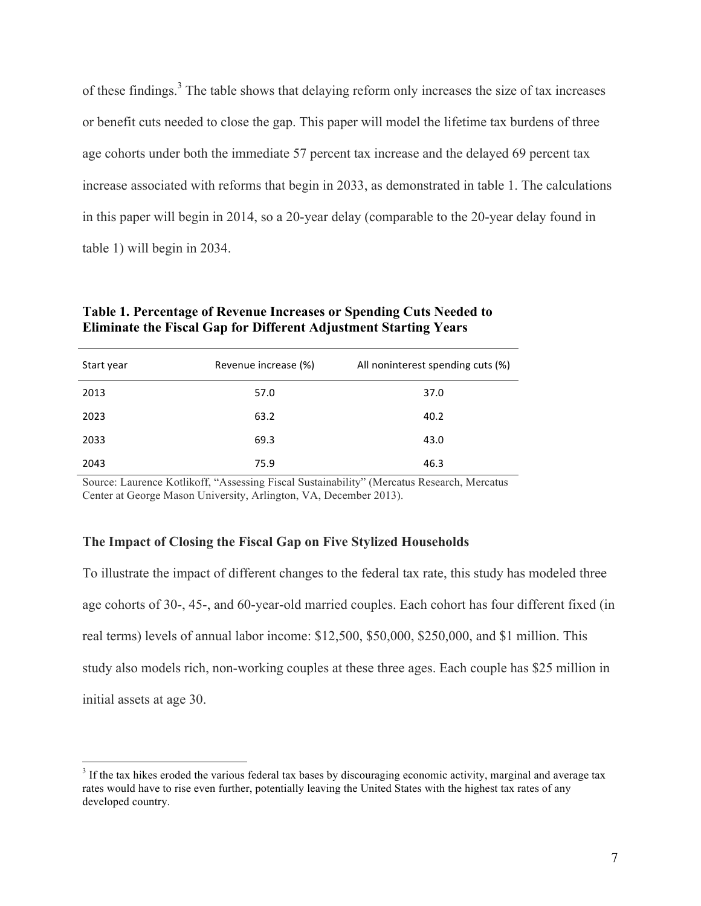of these findings.[3] The table shows that delaying reform only increases the size of tax increases or benefit cuts needed to close the gap. This paper will model the lifetime tax burdens of three age cohorts under both the immediate 57 percent tax increase and the delayed 69 percent tax increase associated with reforms that begin in 2033, as demonstrated in table 1. The calculations in this paper will begin in 2014, so a 20-year delay (comparable to the 20-year delay found in table 1) will begin in 2034.

**Table 1. Percentage of Revenue Increases or Spending Cuts Needed to Eliminate the Fiscal Gap for Different Adjustment Starting Years**

| Start year | Revenue increase (%) | All noninterest spending cuts (%) |
|---|---|---|
| 2013 | 57.0 | 37.0 |
| 2023 | 63.2 | 40.2 |
| 2033 | 69.3 | 43.0 |
| 2043 | 75.9 | 46.3 |

Source: Laurence Kotlikoff, "Assessing Fiscal Sustainability" (Mercatus Research, Mercatus Center at George Mason University, Arlington, VA, December 2013).

### The Impact of Closing the Fiscal Gap on Five Stylized Households

To illustrate the impact of different changes to the federal tax rate, this study has modeled three age cohorts of 30-, 45-, and 60-year-old married couples. Each cohort has four different fixed (in real terms) levels of annual labor income: $12,500, $50,000, $250,000, and $1 million. This study also models rich, non-working couples at these three ages. Each couple has $25 million in initial assets at age 30.

[3] If the tax hikes eroded the various federal tax bases by discouraging economic activity, marginal and average tax rates would have to rise even further, potentially leaving the United States with the highest tax rates of any developed country.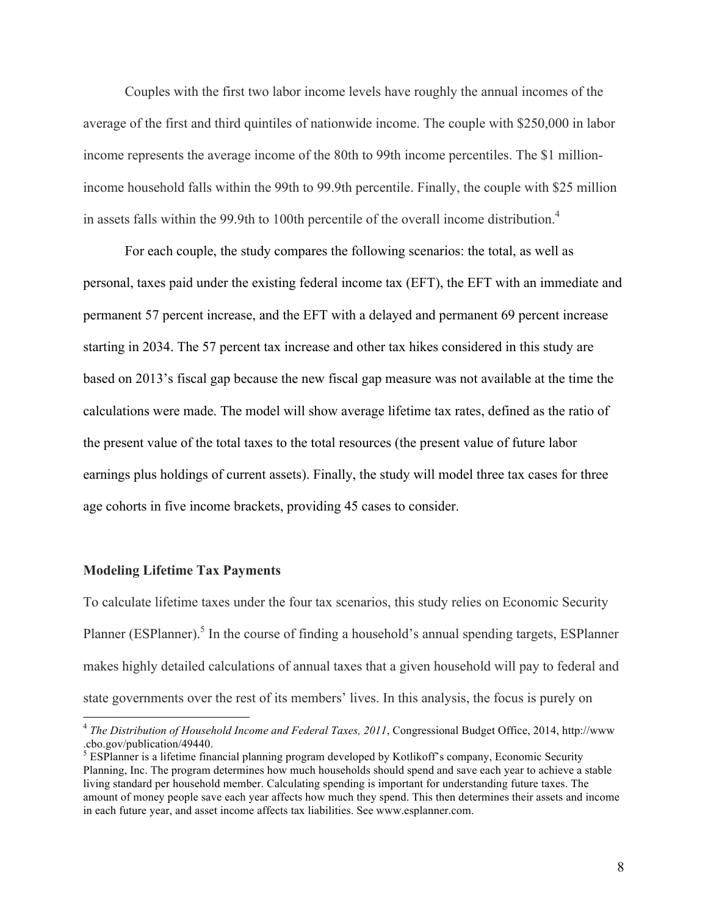Couples with the first two labor income levels have roughly the annual incomes of the average of the first and third quintiles of nationwide income. The couple with $250,000 in labor income represents the average income of the 80th to 99th income percentiles. The $1 million-income household falls within the 99th to 99.9th percentile. Finally, the couple with $25 million in assets falls within the 99.9th to 100th percentile of the overall income distribution.[4]

For each couple, the study compares the following scenarios: the total, as well as personal, taxes paid under the existing federal income tax (EFT), the EFT with an immediate and permanent 57 percent increase, and the EFT with a delayed and permanent 69 percent increase starting in 2034. The 57 percent tax increase and other tax hikes considered in this study are based on 2013's fiscal gap because the new fiscal gap measure was not available at the time the calculations were made. The model will show average lifetime tax rates, defined as the ratio of the present value of the total taxes to the total resources (the present value of future labor earnings plus holdings of current assets). Finally, the study will model three tax cases for three age cohorts in five income brackets, providing 45 cases to consider.

**Modeling Lifetime Tax Payments**

To calculate lifetime taxes under the four tax scenarios, this study relies on Economic Security Planner (ESPlanner).[5] In the course of finding a household's annual spending targets, ESPlanner makes highly detailed calculations of annual taxes that a given household will pay to federal and state governments over the rest of its members' lives. In this analysis, the focus is purely on

---

[4] *The Distribution of Household Income and Federal Taxes, 2011*, Congressional Budget Office, 2014, http://www.cbo.gov/publication/49440.

[5] ESPlanner is a lifetime financial planning program developed by Kotlikoff's company, Economic Security Planning, Inc. The program determines how much households should spend and save each year to achieve a stable living standard per household member. Calculating spending is important for understanding future taxes. The amount of money people save each year affects how much they spend. This then determines their assets and income in each future year, and asset income affects tax liabilities. See www.esplanner.com.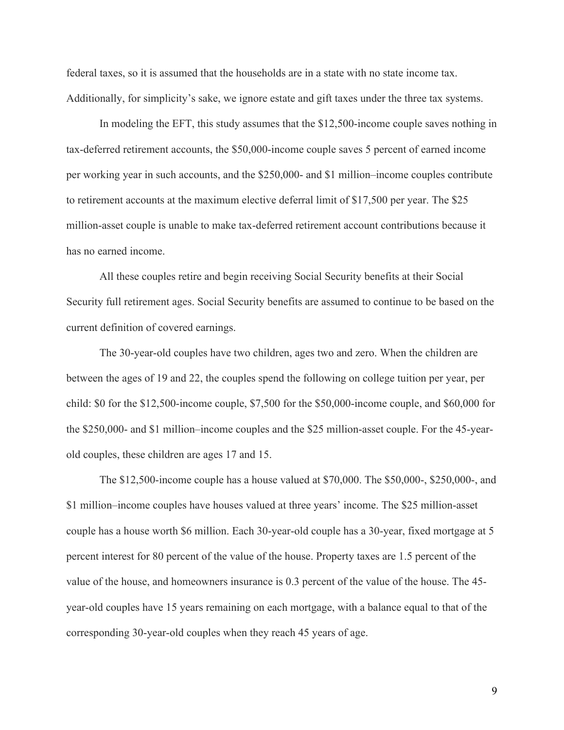federal taxes, so it is assumed that the households are in a state with no state income tax. Additionally, for simplicity's sake, we ignore estate and gift taxes under the three tax systems.

In modeling the EFT, this study assumes that the $12,500-income couple saves nothing in tax-deferred retirement accounts, the $50,000-income couple saves 5 percent of earned income per working year in such accounts, and the $250,000- and $1 million–income couples contribute to retirement accounts at the maximum elective deferral limit of $17,500 per year. The $25 million-asset couple is unable to make tax-deferred retirement account contributions because it has no earned income.

All these couples retire and begin receiving Social Security benefits at their Social Security full retirement ages. Social Security benefits are assumed to continue to be based on the current definition of covered earnings.

The 30-year-old couples have two children, ages two and zero. When the children are between the ages of 19 and 22, the couples spend the following on college tuition per year, per child: $0 for the $12,500-income couple, $7,500 for the $50,000-income couple, and $60,000 for the $250,000- and $1 million–income couples and the $25 million-asset couple. For the 45-year-old couples, these children are ages 17 and 15.

The $12,500-income couple has a house valued at $70,000. The $50,000-, $250,000-, and $1 million–income couples have houses valued at three years' income. The $25 million-asset couple has a house worth $6 million. Each 30-year-old couple has a 30-year, fixed mortgage at 5 percent interest for 80 percent of the value of the house. Property taxes are 1.5 percent of the value of the house, and homeowners insurance is 0.3 percent of the value of the house. The 45-year-old couples have 15 years remaining on each mortgage, with a balance equal to that of the corresponding 30-year-old couples when they reach 45 years of age.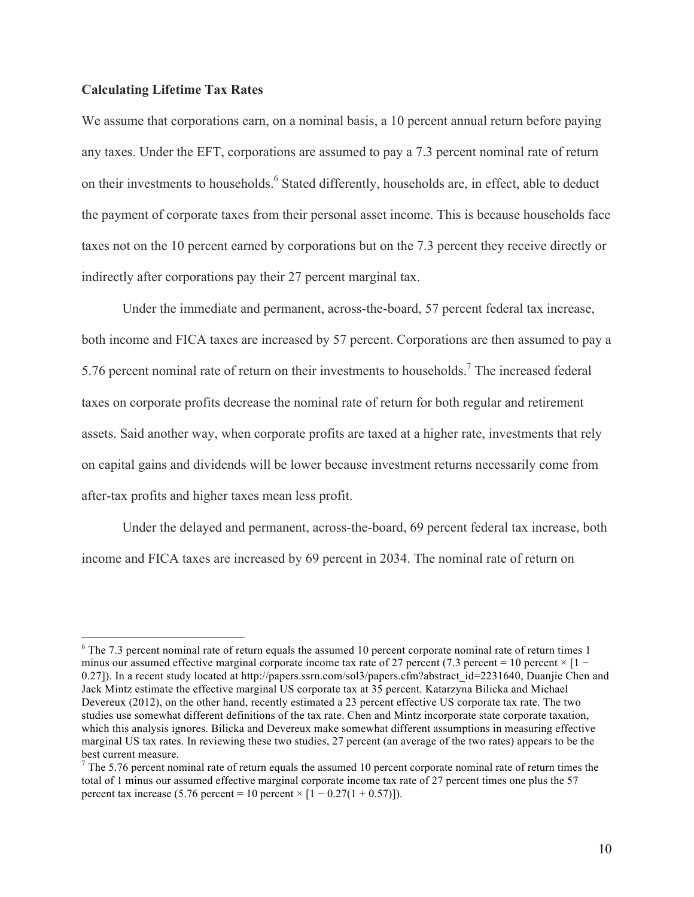**Calculating Lifetime Tax Rates**

We assume that corporations earn, on a nominal basis, a 10 percent annual return before paying any taxes. Under the EFT, corporations are assumed to pay a 7.3 percent nominal rate of return on their investments to households.[6] Stated differently, households are, in effect, able to deduct the payment of corporate taxes from their personal asset income. This is because households face taxes not on the 10 percent earned by corporations but on the 7.3 percent they receive directly or indirectly after corporations pay their 27 percent marginal tax.

Under the immediate and permanent, across-the-board, 57 percent federal tax increase, both income and FICA taxes are increased by 57 percent. Corporations are then assumed to pay a 5.76 percent nominal rate of return on their investments to households.[7] The increased federal taxes on corporate profits decrease the nominal rate of return for both regular and retirement assets. Said another way, when corporate profits are taxed at a higher rate, investments that rely on capital gains and dividends will be lower because investment returns necessarily come from after-tax profits and higher taxes mean less profit.

Under the delayed and permanent, across-the-board, 69 percent federal tax increase, both income and FICA taxes are increased by 69 percent in 2034. The nominal rate of return on

---

[6] The 7.3 percent nominal rate of return equals the assumed 10 percent corporate nominal rate of return times 1 minus our assumed effective marginal corporate income tax rate of 27 percent (7.3 percent = 10 percent × [1 − 0.27]). In a recent study located at http://papers.ssrn.com/sol3/papers.cfm?abstract_id=2231640, Duanjie Chen and Jack Mintz estimate the effective marginal US corporate tax at 35 percent. Katarzyna Bilicka and Michael Devereux (2012), on the other hand, recently estimated a 23 percent effective US corporate tax rate. The two studies use somewhat different definitions of the tax rate. Chen and Mintz incorporate state corporate taxation, which this analysis ignores. Bilicka and Devereux make somewhat different assumptions in measuring effective marginal US tax rates. In reviewing these two studies, 27 percent (an average of the two rates) appears to be the best current measure.

[7] The 5.76 percent nominal rate of return equals the assumed 10 percent corporate nominal rate of return times the total of 1 minus our assumed effective marginal corporate income tax rate of 27 percent times one plus the 57 percent tax increase (5.76 percent = 10 percent × [1 − 0.27(1 + 0.57)]).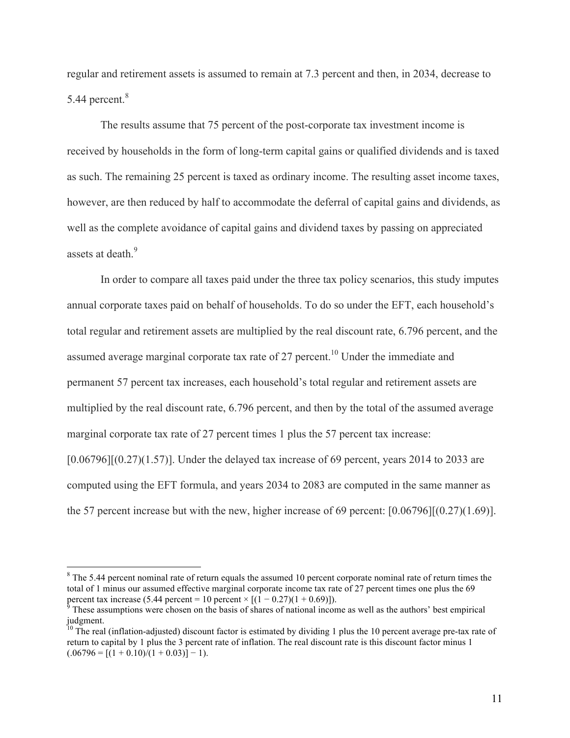regular and retirement assets is assumed to remain at 7.3 percent and then, in 2034, decrease to 5.44 percent.[8]

The results assume that 75 percent of the post-corporate tax investment income is received by households in the form of long-term capital gains or qualified dividends and is taxed as such. The remaining 25 percent is taxed as ordinary income. The resulting asset income taxes, however, are then reduced by half to accommodate the deferral of capital gains and dividends, as well as the complete avoidance of capital gains and dividend taxes by passing on appreciated assets at death.[9]

In order to compare all taxes paid under the three tax policy scenarios, this study imputes annual corporate taxes paid on behalf of households. To do so under the EFT, each household's total regular and retirement assets are multiplied by the real discount rate, 6.796 percent, and the assumed average marginal corporate tax rate of 27 percent.[10] Under the immediate and permanent 57 percent tax increases, each household's total regular and retirement assets are multiplied by the real discount rate, 6.796 percent, and then by the total of the assumed average marginal corporate tax rate of 27 percent times 1 plus the 57 percent tax increase: $[0.06796][(0.27)(1.57)]$. Under the delayed tax increase of 69 percent, years 2014 to 2033 are computed using the EFT formula, and years 2034 to 2083 are computed in the same manner as the 57 percent increase but with the new, higher increase of 69 percent: $[0.06796][(0.27)(1.69)]$.

---

[8] The 5.44 percent nominal rate of return equals the assumed 10 percent corporate nominal rate of return times the total of 1 minus our assumed effective marginal corporate income tax rate of 27 percent times one plus the 69 percent tax increase (5.44 percent = 10 percent × $[(1 - 0.27)(1 + 0.69)]$).

[9] These assumptions were chosen on the basis of shares of national income as well as the authors' best empirical judgment.

[10] The real (inflation-adjusted) discount factor is estimated by dividing 1 plus the 10 percent average pre-tax rate of return to capital by 1 plus the 3 percent rate of inflation. The real discount rate is this discount factor minus 1 ($.06796 = [(1 + 0.10)/(1 + 0.03)] - 1$).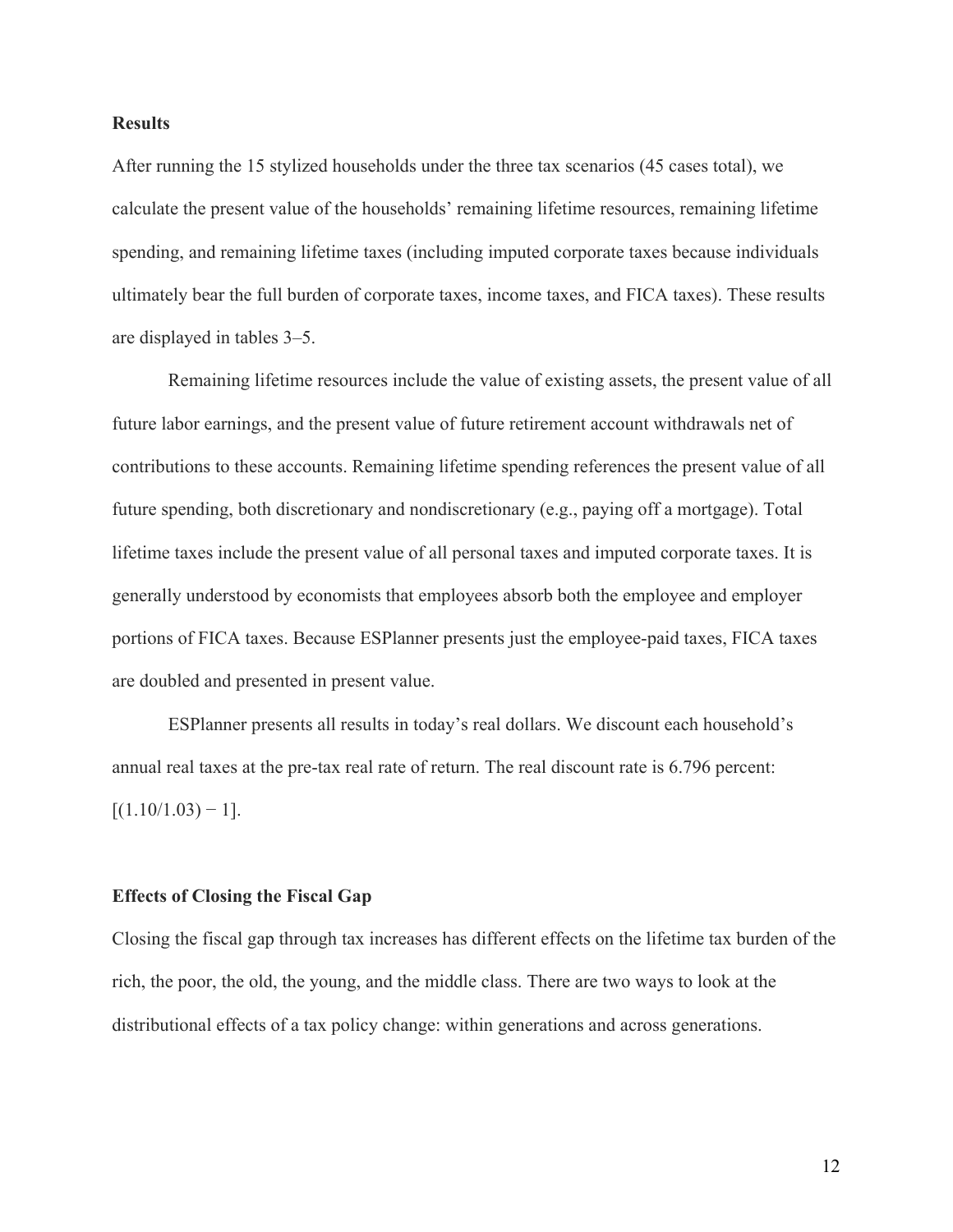### Results

After running the 15 stylized households under the three tax scenarios (45 cases total), we calculate the present value of the households' remaining lifetime resources, remaining lifetime spending, and remaining lifetime taxes (including imputed corporate taxes because individuals ultimately bear the full burden of corporate taxes, income taxes, and FICA taxes). These results are displayed in tables 3–5.

Remaining lifetime resources include the value of existing assets, the present value of all future labor earnings, and the present value of future retirement account withdrawals net of contributions to these accounts. Remaining lifetime spending references the present value of all future spending, both discretionary and nondiscretionary (e.g., paying off a mortgage). Total lifetime taxes include the present value of all personal taxes and imputed corporate taxes. It is generally understood by economists that employees absorb both the employee and employer portions of FICA taxes. Because ESPlanner presents just the employee-paid taxes, FICA taxes are doubled and presented in present value.

ESPlanner presents all results in today's real dollars. We discount each household's annual real taxes at the pre-tax real rate of return. The real discount rate is 6.796 percent: $[(1.10/1.03) - 1]$.

### Effects of Closing the Fiscal Gap

Closing the fiscal gap through tax increases has different effects on the lifetime tax burden of the rich, the poor, the old, the young, and the middle class. There are two ways to look at the distributional effects of a tax policy change: within generations and across generations.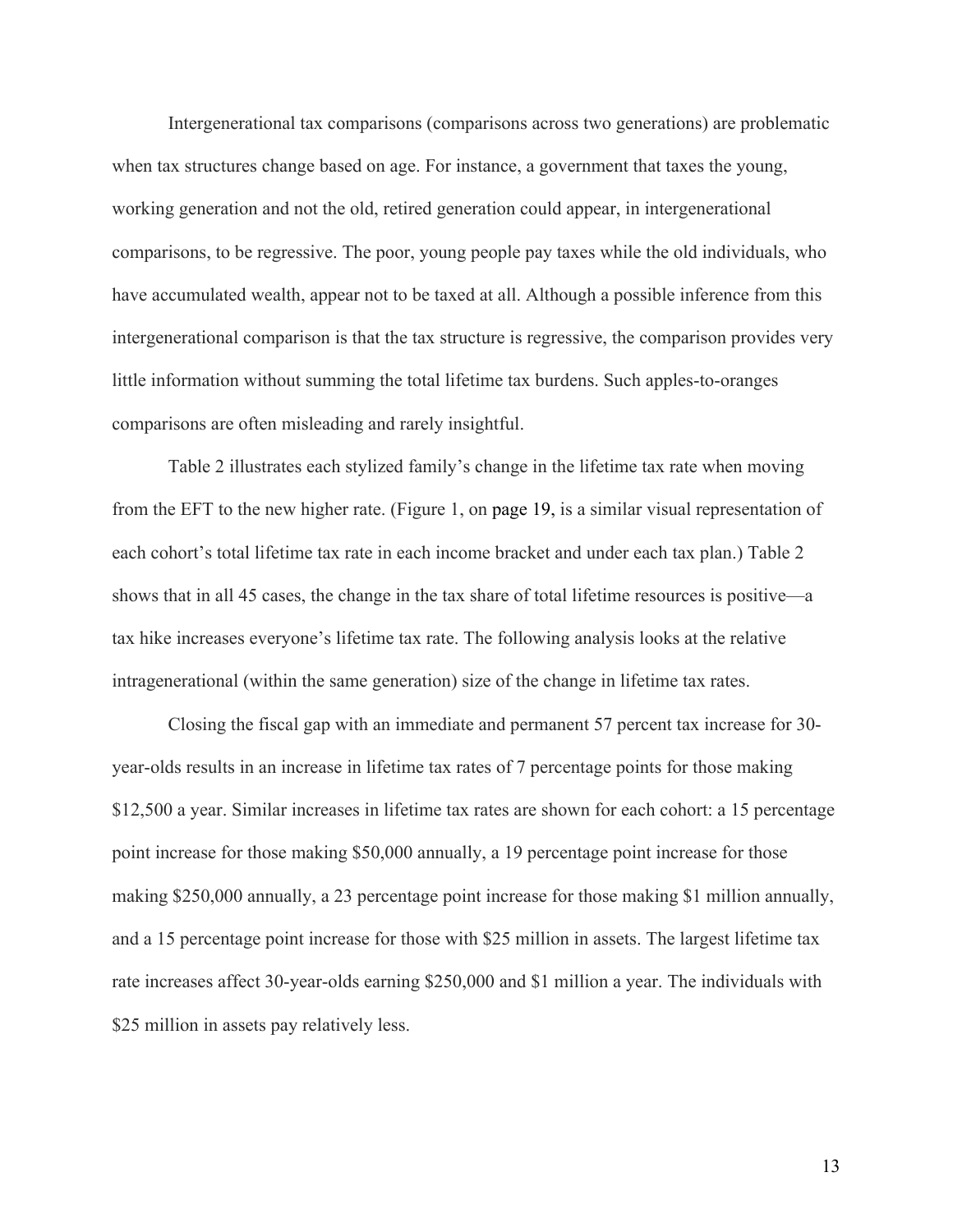Intergenerational tax comparisons (comparisons across two generations) are problematic when tax structures change based on age. For instance, a government that taxes the young, working generation and not the old, retired generation could appear, in intergenerational comparisons, to be regressive. The poor, young people pay taxes while the old individuals, who have accumulated wealth, appear not to be taxed at all. Although a possible inference from this intergenerational comparison is that the tax structure is regressive, the comparison provides very little information without summing the total lifetime tax burdens. Such apples-to-oranges comparisons are often misleading and rarely insightful.

Table 2 illustrates each stylized family's change in the lifetime tax rate when moving from the EFT to the new higher rate. (Figure 1, on page 19, is a similar visual representation of each cohort's total lifetime tax rate in each income bracket and under each tax plan.) Table 2 shows that in all 45 cases, the change in the tax share of total lifetime resources is positive—a tax hike increases everyone's lifetime tax rate. The following analysis looks at the relative intragenerational (within the same generation) size of the change in lifetime tax rates.

Closing the fiscal gap with an immediate and permanent 57 percent tax increase for 30-year-olds results in an increase in lifetime tax rates of 7 percentage points for those making $12,500 a year. Similar increases in lifetime tax rates are shown for each cohort: a 15 percentage point increase for those making $50,000 annually, a 19 percentage point increase for those making $250,000 annually, a 23 percentage point increase for those making $1 million annually, and a 15 percentage point increase for those with $25 million in assets. The largest lifetime tax rate increases affect 30-year-olds earning $250,000 and $1 million a year. The individuals with $25 million in assets pay relatively less.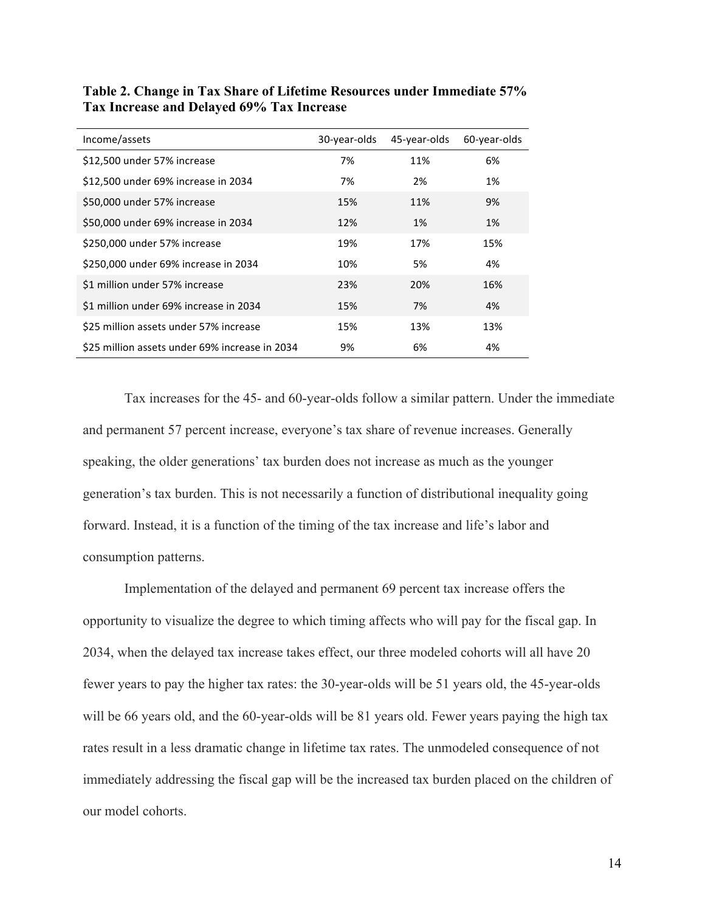**Table 2. Change in Tax Share of Lifetime Resources under Immediate 57% Tax Increase and Delayed 69% Tax Increase**

| Income/assets | 30-year-olds | 45-year-olds | 60-year-olds |
| --- | --- | --- | --- |
| $12,500 under 57% increase | 7% | 11% | 6% |
| $12,500 under 69% increase in 2034 | 7% | 2% | 1% |
| $50,000 under 57% increase | 15% | 11% | 9% |
| $50,000 under 69% increase in 2034 | 12% | 1% | 1% |
| $250,000 under 57% increase | 19% | 17% | 15% |
| $250,000 under 69% increase in 2034 | 10% | 5% | 4% |
| $1 million under 57% increase | 23% | 20% | 16% |
| $1 million under 69% increase in 2034 | 15% | 7% | 4% |
| $25 million assets under 57% increase | 15% | 13% | 13% |
| $25 million assets under 69% increase in 2034 | 9% | 6% | 4% |

Tax increases for the 45- and 60-year-olds follow a similar pattern. Under the immediate and permanent 57 percent increase, everyone's tax share of revenue increases. Generally speaking, the older generations' tax burden does not increase as much as the younger generation's tax burden. This is not necessarily a function of distributional inequality going forward. Instead, it is a function of the timing of the tax increase and life's labor and consumption patterns.

Implementation of the delayed and permanent 69 percent tax increase offers the opportunity to visualize the degree to which timing affects who will pay for the fiscal gap. In 2034, when the delayed tax increase takes effect, our three modeled cohorts will all have 20 fewer years to pay the higher tax rates: the 30-year-olds will be 51 years old, the 45-year-olds will be 66 years old, and the 60-year-olds will be 81 years old. Fewer years paying the high tax rates result in a less dramatic change in lifetime tax rates. The unmodeled consequence of not immediately addressing the fiscal gap will be the increased tax burden placed on the children of our model cohorts.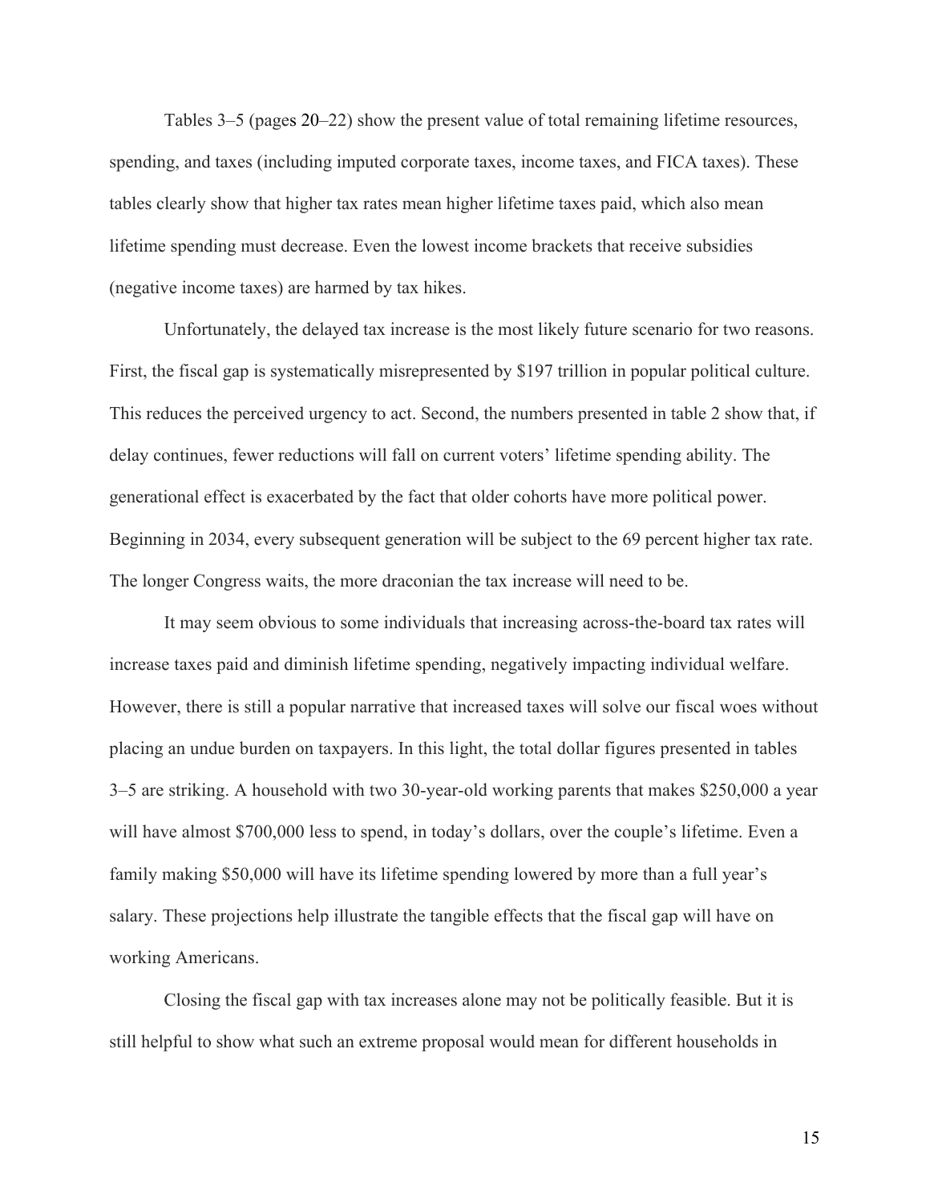Tables 3–5 (pages 20–22) show the present value of total remaining lifetime resources, spending, and taxes (including imputed corporate taxes, income taxes, and FICA taxes). These tables clearly show that higher tax rates mean higher lifetime taxes paid, which also mean lifetime spending must decrease. Even the lowest income brackets that receive subsidies (negative income taxes) are harmed by tax hikes.

Unfortunately, the delayed tax increase is the most likely future scenario for two reasons. First, the fiscal gap is systematically misrepresented by $197 trillion in popular political culture. This reduces the perceived urgency to act. Second, the numbers presented in table 2 show that, if delay continues, fewer reductions will fall on current voters' lifetime spending ability. The generational effect is exacerbated by the fact that older cohorts have more political power. Beginning in 2034, every subsequent generation will be subject to the 69 percent higher tax rate. The longer Congress waits, the more draconian the tax increase will need to be.

It may seem obvious to some individuals that increasing across-the-board tax rates will increase taxes paid and diminish lifetime spending, negatively impacting individual welfare. However, there is still a popular narrative that increased taxes will solve our fiscal woes without placing an undue burden on taxpayers. In this light, the total dollar figures presented in tables 3–5 are striking. A household with two 30-year-old working parents that makes $250,000 a year will have almost $700,000 less to spend, in today's dollars, over the couple's lifetime. Even a family making $50,000 will have its lifetime spending lowered by more than a full year's salary. These projections help illustrate the tangible effects that the fiscal gap will have on working Americans.

Closing the fiscal gap with tax increases alone may not be politically feasible. But it is still helpful to show what such an extreme proposal would mean for different households in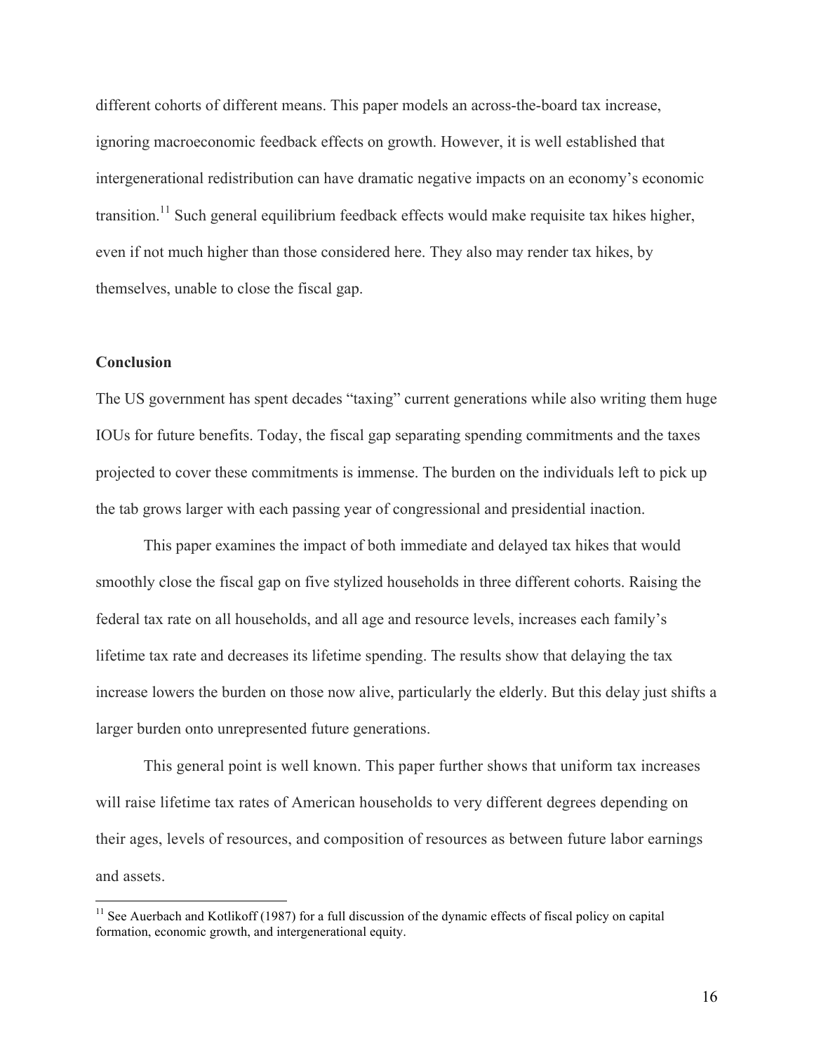different cohorts of different means. This paper models an across-the-board tax increase, ignoring macroeconomic feedback effects on growth. However, it is well established that intergenerational redistribution can have dramatic negative impacts on an economy's economic transition.[11] Such general equilibrium feedback effects would make requisite tax hikes higher, even if not much higher than those considered here. They also may render tax hikes, by themselves, unable to close the fiscal gap.

**Conclusion**

The US government has spent decades "taxing" current generations while also writing them huge IOUs for future benefits. Today, the fiscal gap separating spending commitments and the taxes projected to cover these commitments is immense. The burden on the individuals left to pick up the tab grows larger with each passing year of congressional and presidential inaction.

This paper examines the impact of both immediate and delayed tax hikes that would smoothly close the fiscal gap on five stylized households in three different cohorts. Raising the federal tax rate on all households, and all age and resource levels, increases each family's lifetime tax rate and decreases its lifetime spending. The results show that delaying the tax increase lowers the burden on those now alive, particularly the elderly. But this delay just shifts a larger burden onto unrepresented future generations.

This general point is well known. This paper further shows that uniform tax increases will raise lifetime tax rates of American households to very different degrees depending on their ages, levels of resources, and composition of resources as between future labor earnings and assets.

[11] See Auerbach and Kotlikoff (1987) for a full discussion of the dynamic effects of fiscal policy on capital formation, economic growth, and intergenerational equity.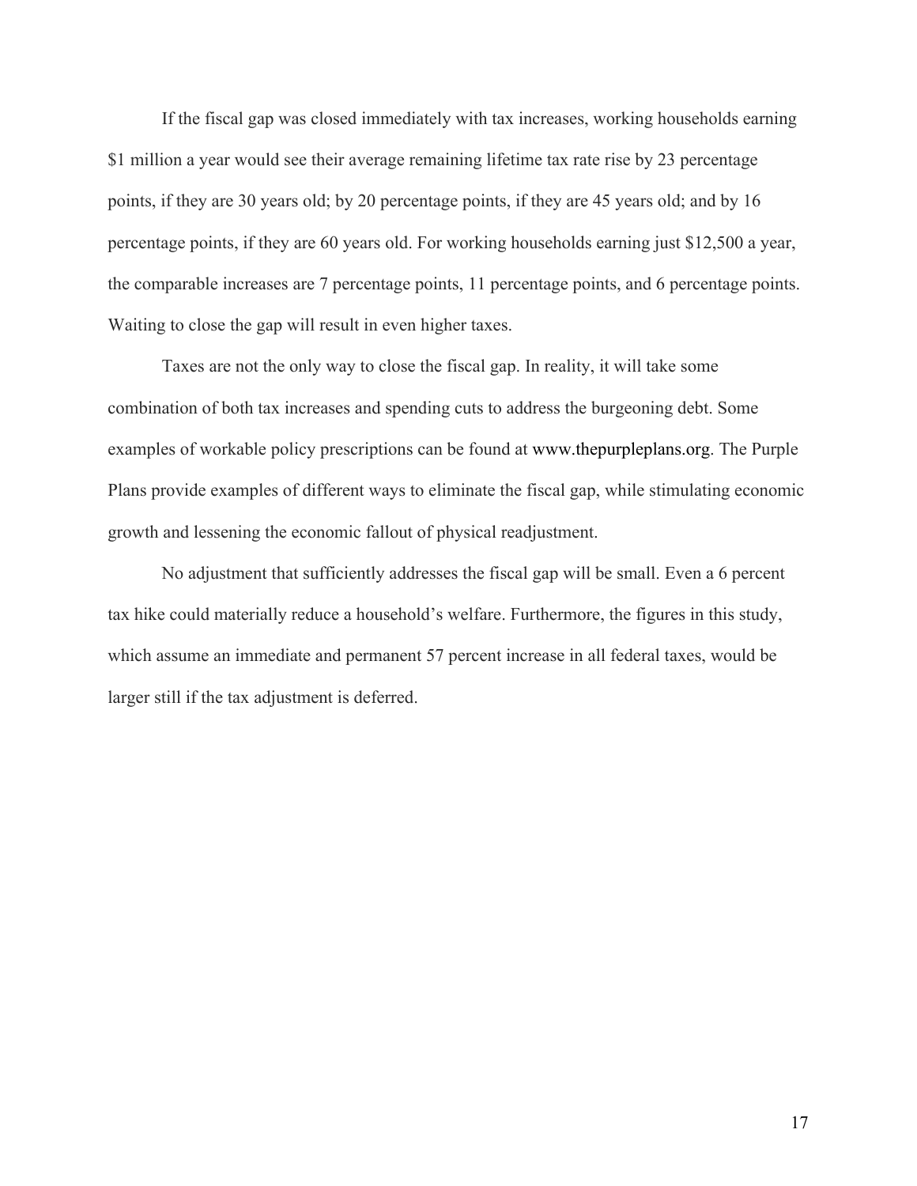If the fiscal gap was closed immediately with tax increases, working households earning $1 million a year would see their average remaining lifetime tax rate rise by 23 percentage points, if they are 30 years old; by 20 percentage points, if they are 45 years old; and by 16 percentage points, if they are 60 years old. For working households earning just $12,500 a year, the comparable increases are 7 percentage points, 11 percentage points, and 6 percentage points. Waiting to close the gap will result in even higher taxes.

Taxes are not the only way to close the fiscal gap. In reality, it will take some combination of both tax increases and spending cuts to address the burgeoning debt. Some examples of workable policy prescriptions can be found at www.thepurpleplans.org. The Purple Plans provide examples of different ways to eliminate the fiscal gap, while stimulating economic growth and lessening the economic fallout of physical readjustment.

No adjustment that sufficiently addresses the fiscal gap will be small. Even a 6 percent tax hike could materially reduce a household's welfare. Furthermore, the figures in this study, which assume an immediate and permanent 57 percent increase in all federal taxes, would be larger still if the tax adjustment is deferred.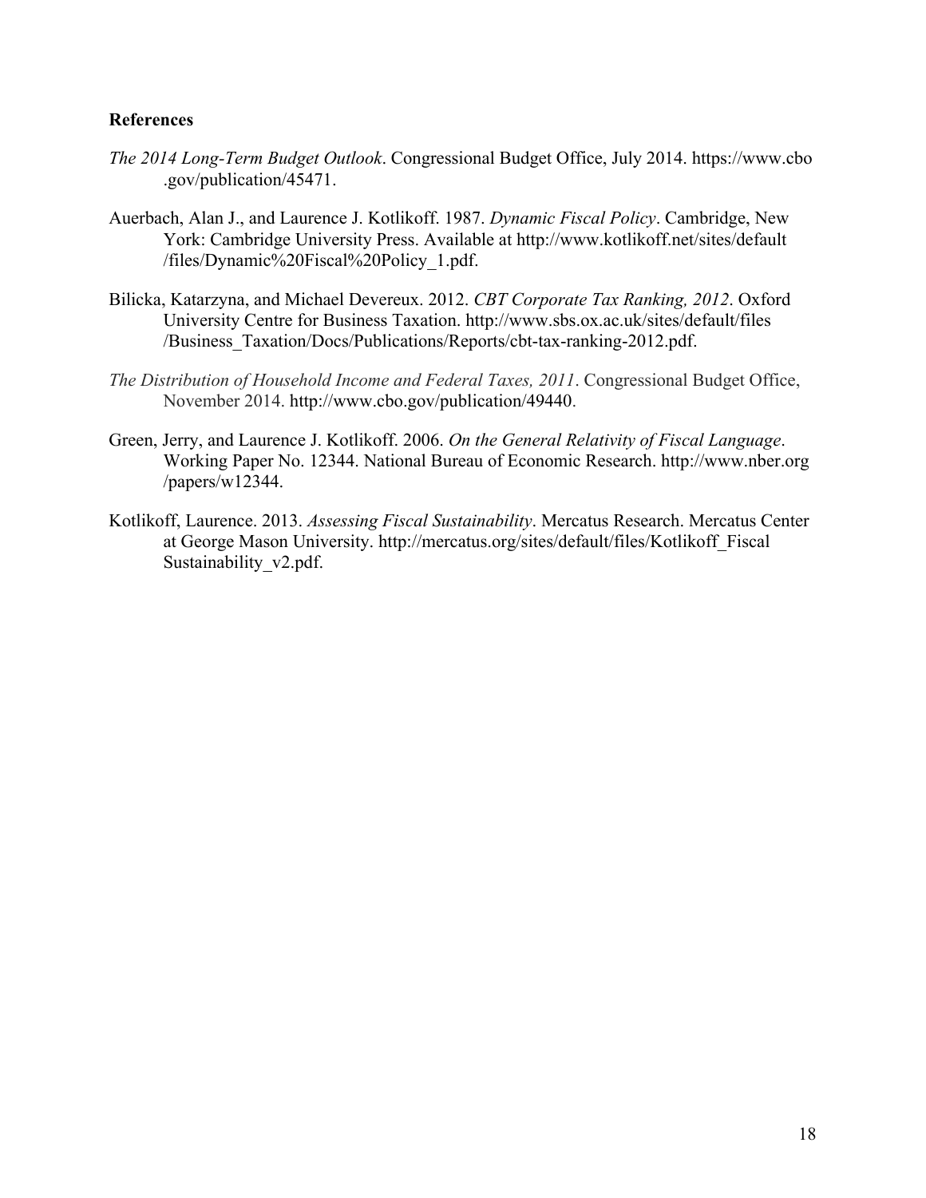**References**

*The 2014 Long-Term Budget Outlook*. Congressional Budget Office, July 2014. https://www.cbo.gov/publication/45471.

Auerbach, Alan J., and Laurence J. Kotlikoff. 1987. *Dynamic Fiscal Policy*. Cambridge, New York: Cambridge University Press. Available at http://www.kotlikoff.net/sites/default/files/Dynamic%20Fiscal%20Policy_1.pdf.

Bilicka, Katarzyna, and Michael Devereux. 2012. *CBT Corporate Tax Ranking, 2012*. Oxford University Centre for Business Taxation. http://www.sbs.ox.ac.uk/sites/default/files/Business_Taxation/Docs/Publications/Reports/cbt-tax-ranking-2012.pdf.

*The Distribution of Household Income and Federal Taxes, 2011*. Congressional Budget Office, November 2014. http://www.cbo.gov/publication/49440.

Green, Jerry, and Laurence J. Kotlikoff. 2006. *On the General Relativity of Fiscal Language*. Working Paper No. 12344. National Bureau of Economic Research. http://www.nber.org/papers/w12344.

Kotlikoff, Laurence. 2013. *Assessing Fiscal Sustainability*. Mercatus Research. Mercatus Center at George Mason University. http://mercatus.org/sites/default/files/Kotlikoff_Fiscal Sustainability_v2.pdf.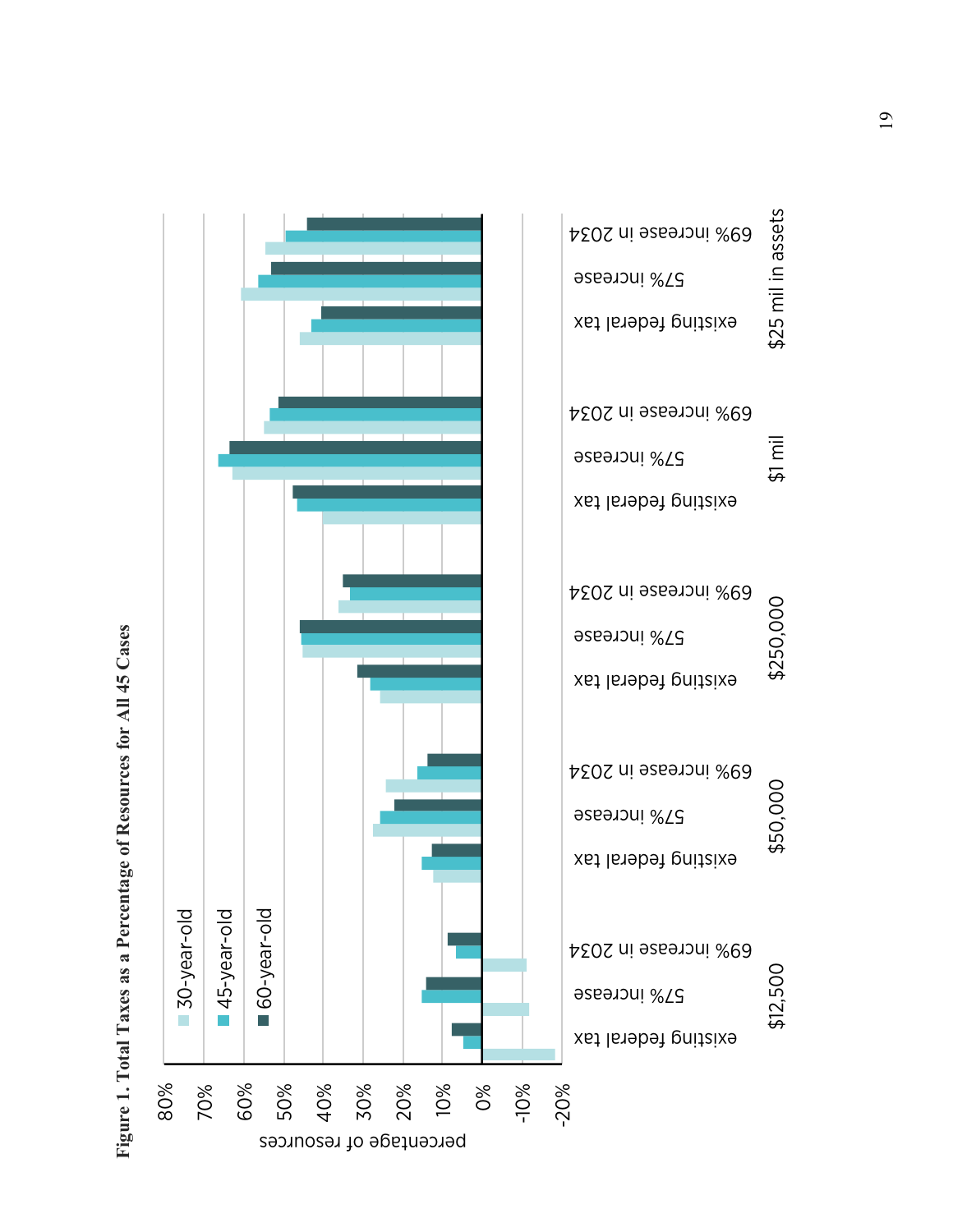**Figure 1. Total Taxes as a Percentage of Resources for All 45 Cases**

Legend: 30-year-old, 45-year-old, 60-year-old

Y-axis: percentage of resources (-20% to 80%)

X-axis groups: $12,500; $50,000; $250,000; $1 mil; $25 mil in assets — each with: existing federal tax; 57% increase; 69% increase in 2034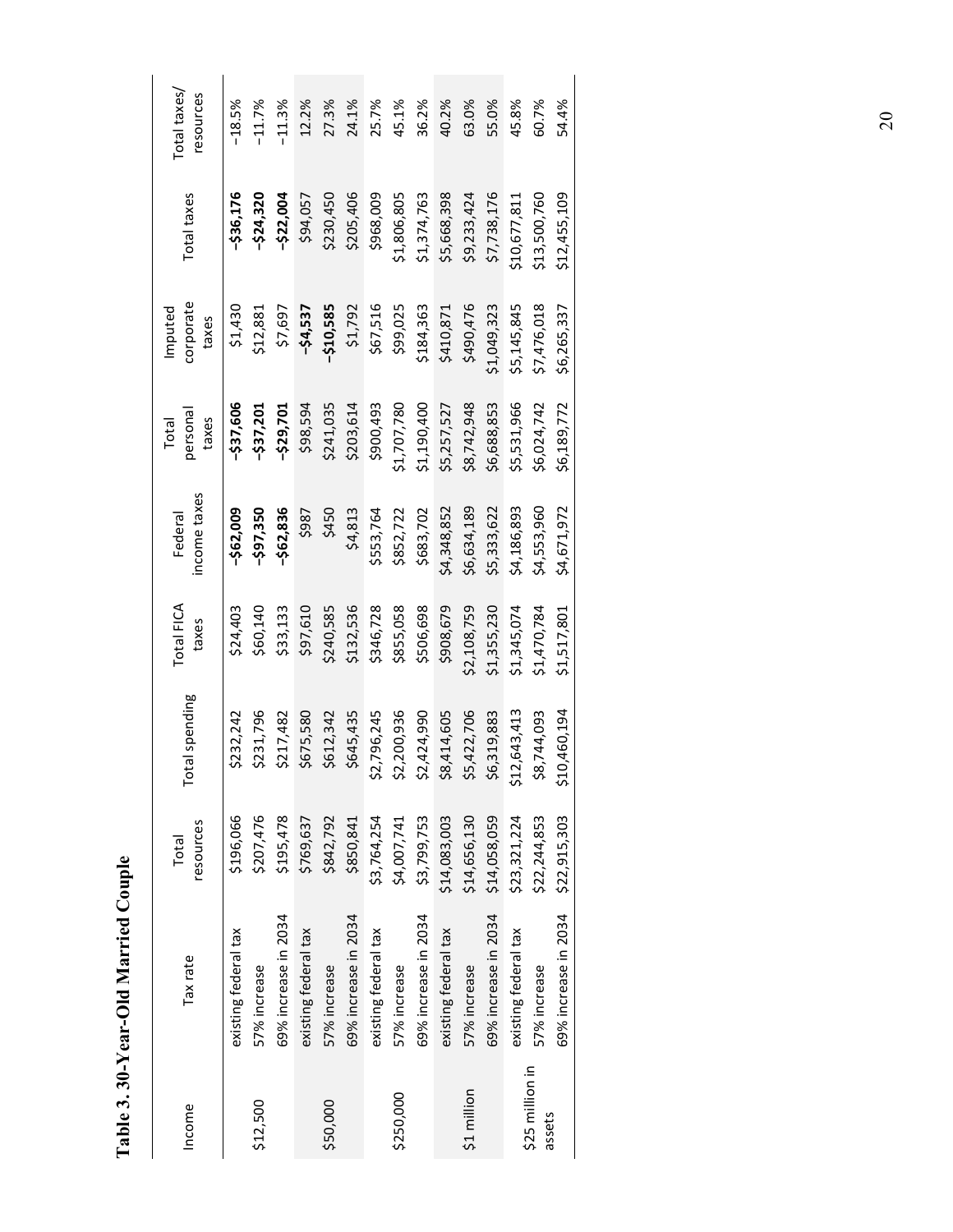**Table 3. 30-Year-Old Married Couple**

| Income | Tax rate | Total resources | Total spending | Total FICA taxes | Federal income taxes | Total personal taxes | Imputed corporate taxes | Total taxes | Total taxes/ resources |
|---|---|---|---|---|---|---|---|---|---|
| | existing federal tax | \$196,066 | \$232,242 | \$24,403 | **–\$62,009** | **–\$37,606** | \$1,430 | **–\$36,176** | –18.5% |
| \$12,500 | 57% increase | \$207,476 | \$231,796 | \$60,140 | **–\$97,350** | **–\$37,201** | \$12,881 | **–\$24,320** | –11.7% |
| | 69% increase in 2034 | \$195,478 | \$217,482 | \$33,133 | **–\$62,836** | **–\$29,701** | \$7,697 | **–\$22,004** | –11.3% |
| | existing federal tax | \$769,637 | \$675,580 | \$97,610 | \$987 | \$98,594 | **–\$4,537** | \$94,057 | 12.2% |
| \$50,000 | 57% increase | \$842,792 | \$612,342 | \$240,585 | \$450 | \$241,035 | **–\$10,585** | \$230,450 | 27.3% |
| | 69% increase in 2034 | \$850,841 | \$645,435 | \$132,536 | \$4,813 | \$203,614 | \$1,792 | \$205,406 | 24.1% |
| | existing federal tax | \$3,764,254 | \$2,796,245 | \$346,728 | \$553,764 | \$900,493 | \$67,516 | \$968,009 | 25.7% |
| \$250,000 | 57% increase | \$4,007,741 | \$2,200,936 | \$855,058 | \$852,722 | \$1,707,780 | \$99,025 | \$1,806,805 | 45.1% |
| | 69% increase in 2034 | \$3,799,753 | \$2,424,990 | \$506,698 | \$683,702 | \$1,190,400 | \$184,363 | \$1,374,763 | 36.2% |
| | existing federal tax | \$14,083,003 | \$8,414,605 | \$908,679 | \$4,348,852 | \$5,257,527 | \$410,871 | \$5,668,398 | 40.2% |
| \$1 million | 57% increase | \$14,656,130 | \$5,422,706 | \$2,108,759 | \$6,634,189 | \$8,742,948 | \$490,476 | \$9,233,424 | 63.0% |
| | 69% increase in 2034 | \$14,058,059 | \$6,319,883 | \$1,355,230 | \$5,333,622 | \$6,688,853 | \$1,049,323 | \$7,738,176 | 55.0% |
| | existing federal tax | \$23,321,224 | \$12,643,413 | \$1,345,074 | \$4,186,893 | \$5,531,966 | \$5,145,845 | \$10,677,811 | 45.8% |
| \$25 million in assets | 57% increase | \$22,244,853 | \$8,744,093 | \$1,470,784 | \$4,553,960 | \$6,024,742 | \$7,476,018 | \$13,500,760 | 60.7% |
| | 69% increase in 2034 | \$22,915,303 | \$10,460,194 | \$1,517,801 | \$4,671,972 | \$6,189,772 | \$6,265,337 | \$12,455,109 | 54.4% |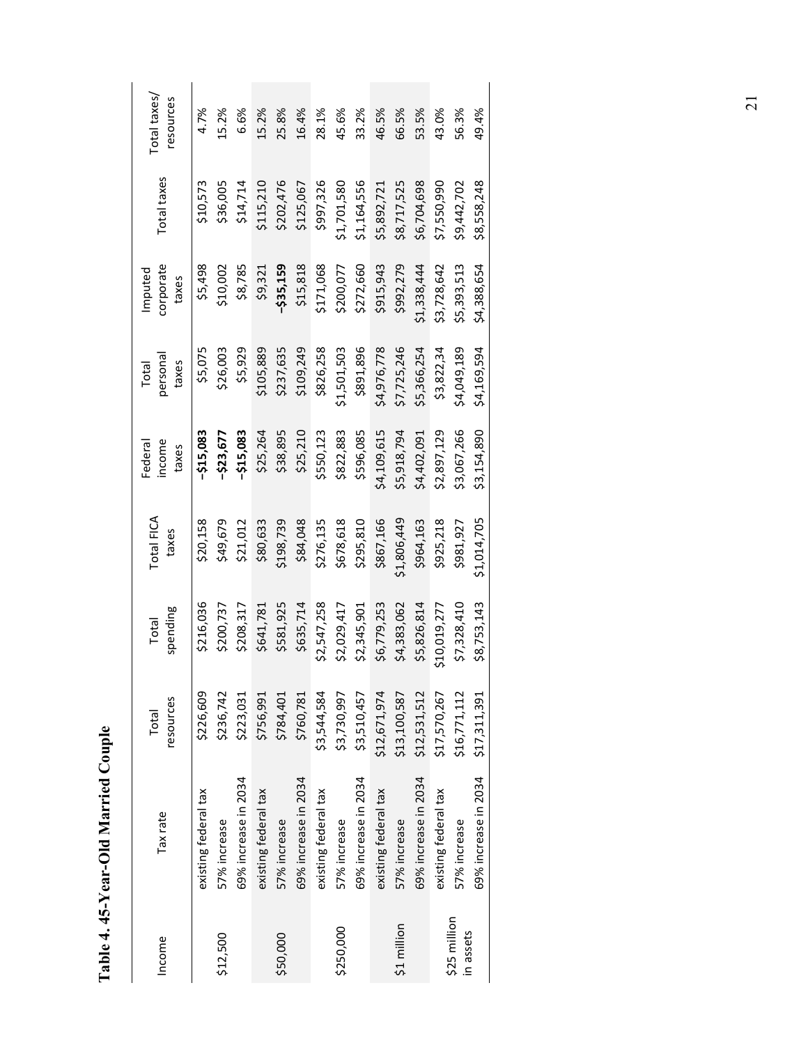**Table 4. 45-Year-Old Married Couple**

| Income | Tax rate | Total resources | Total spending | Total FICA taxes | Federal income taxes | Total personal taxes | Imputed corporate taxes | Total taxes | Total taxes/ resources |
|---|---|---|---|---|---|---|---|---|---|
| | existing federal tax | $226,609 | $216,036 | $20,158 | **–$15,083** | $5,075 | $5,498 | $10,573 | 4.7% |
| $12,500 | 57% increase | $236,742 | $200,737 | $49,679 | **–$23,677** | $26,003 | $10,002 | $36,005 | 15.2% |
| | 69% increase in 2034 | $223,031 | $208,317 | $21,012 | **–$15,083** | $5,929 | $8,785 | $14,714 | 6.6% |
| | existing federal tax | $756,991 | $641,781 | $80,633 | $25,264 | $105,889 | $9,321 | $115,210 | 15.2% |
| $50,000 | 57% increase | $784,401 | $581,925 | $198,739 | $38,895 | $237,635 | **–$35,159** | $202,476 | 25.8% |
| | 69% increase in 2034 | $760,781 | $635,714 | $84,048 | $25,210 | $109,249 | $15,818 | $125,067 | 16.4% |
| | existing federal tax | $3,544,584 | $2,547,258 | $276,135 | $550,123 | $826,258 | $171,068 | $997,326 | 28.1% |
| $250,000 | 57% increase | $3,730,997 | $2,029,417 | $678,618 | $822,883 | $1,501,503 | $200,077 | $1,701,580 | 45.6% |
| | 69% increase in 2034 | $3,510,457 | $2,345,901 | $295,810 | $596,085 | $891,896 | $272,660 | $1,164,556 | 33.2% |
| | existing federal tax | $12,671,974 | $6,779,253 | $867,166 | $4,109,615 | $4,976,778 | $915,943 | $5,892,721 | 46.5% |
| $1 million | 57% increase | $13,100,587 | $4,383,062 | $1,806,449 | $5,918,794 | $7,725,246 | $992,279 | $8,717,525 | 66.5% |
| | 69% increase in 2034 | $12,531,512 | $5,826,814 | $964,163 | $4,402,091 | $5,366,254 | $1,338,444 | $6,704,698 | 53.5% |
| | existing federal tax | $17,570,267 | $10,019,277 | $925,218 | $2,897,129 | $3,822,34 | $3,728,642 | $7,550,990 | 43.0% |
| $25 million in assets | 57% increase | $16,771,112 | $7,328,410 | $981,927 | $3,067,266 | $4,049,189 | $5,393,513 | $9,442,702 | 56.3% |
| | 69% increase in 2034 | $17,311,391 | $8,753,143 | $1,014,705 | $3,154,890 | $4,169,594 | $4,388,654 | $8,558,248 | 49.4% |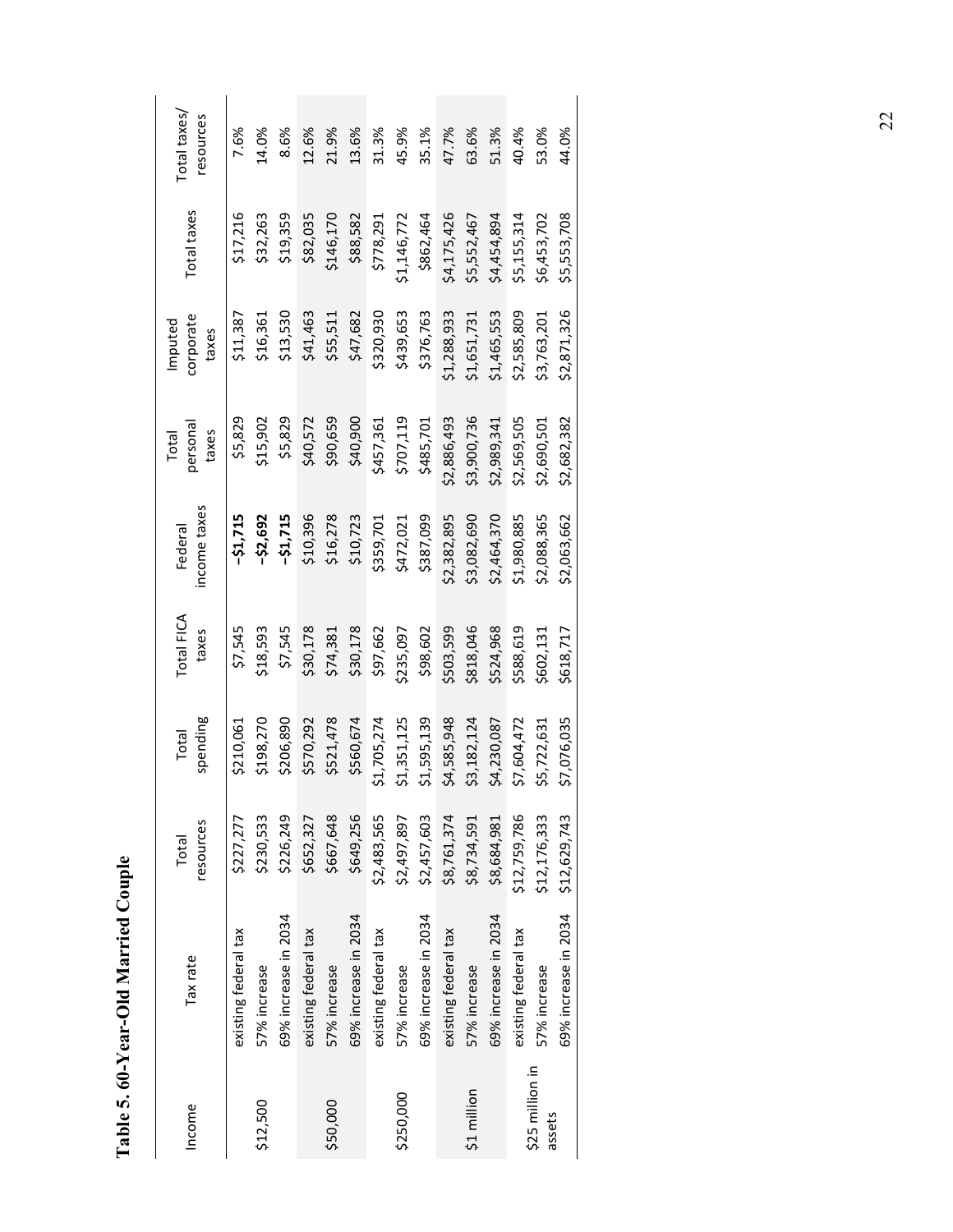**Table 5. 60-Year-Old Married Couple**

| Income | Tax rate | Total resources | Total spending | Total FICA taxes | Federal income taxes | Total personal taxes | Imputed corporate taxes | Total taxes | Total taxes/ resources |
|---|---|---|---|---|---|---|---|---|---|
| | existing federal tax | \$227,277 | \$210,061 | \$7,545 | -\$1,715 | \$5,829 | \$11,387 | \$17,216 | 7.6% |
| \$12,500 | 57% increase | \$230,533 | \$198,270 | \$18,593 | -\$2,692 | \$15,902 | \$16,361 | \$32,263 | 14.0% |
| | 69% increase in 2034 | \$226,249 | \$206,890 | \$7,545 | -\$1,715 | \$5,829 | \$13,530 | \$19,359 | 8.6% |
| | existing federal tax | \$652,327 | \$570,292 | \$30,178 | \$10,396 | \$40,572 | \$41,463 | \$82,035 | 12.6% |
| \$50,000 | 57% increase | \$667,648 | \$521,478 | \$74,381 | \$16,278 | \$90,659 | \$55,511 | \$146,170 | 21.9% |
| | 69% increase in 2034 | \$649,256 | \$560,674 | \$30,178 | \$10,723 | \$40,900 | \$47,682 | \$88,582 | 13.6% |
| | existing federal tax | \$2,483,565 | \$1,705,274 | \$97,662 | \$359,701 | \$457,361 | \$320,930 | \$778,291 | 31.3% |
| \$250,000 | 57% increase | \$2,497,897 | \$1,351,125 | \$235,097 | \$472,021 | \$707,119 | \$439,653 | \$1,146,772 | 45.9% |
| | 69% increase in 2034 | \$2,457,603 | \$1,595,139 | \$98,602 | \$387,099 | \$485,701 | \$376,763 | \$862,464 | 35.1% |
| | existing federal tax | \$8,761,374 | \$4,585,948 | \$503,599 | \$2,382,895 | \$2,886,493 | \$1,288,933 | \$4,175,426 | 47.7% |
| \$1 million | 57% increase | \$8,734,591 | \$3,182,124 | \$818,046 | \$3,082,690 | \$3,900,736 | \$1,651,731 | \$5,552,467 | 63.6% |
| | 69% increase in 2034 | \$8,684,981 | \$4,230,087 | \$524,968 | \$2,464,370 | \$2,989,341 | \$1,465,553 | \$4,454,894 | 51.3% |
| | existing federal tax | \$12,759,786 | \$7,604,472 | \$588,619 | \$1,980,885 | \$2,569,505 | \$2,585,809 | \$5,155,314 | 40.4% |
| \$25 million in assets | 57% increase | \$12,176,333 | \$5,722,631 | \$602,131 | \$2,088,365 | \$2,690,501 | \$3,763,201 | \$6,453,702 | 53.0% |
| | 69% increase in 2034 | \$12,629,743 | \$7,076,035 | \$618,717 | \$2,063,662 | \$2,682,382 | \$2,871,326 | \$5,553,708 | 44.0% |